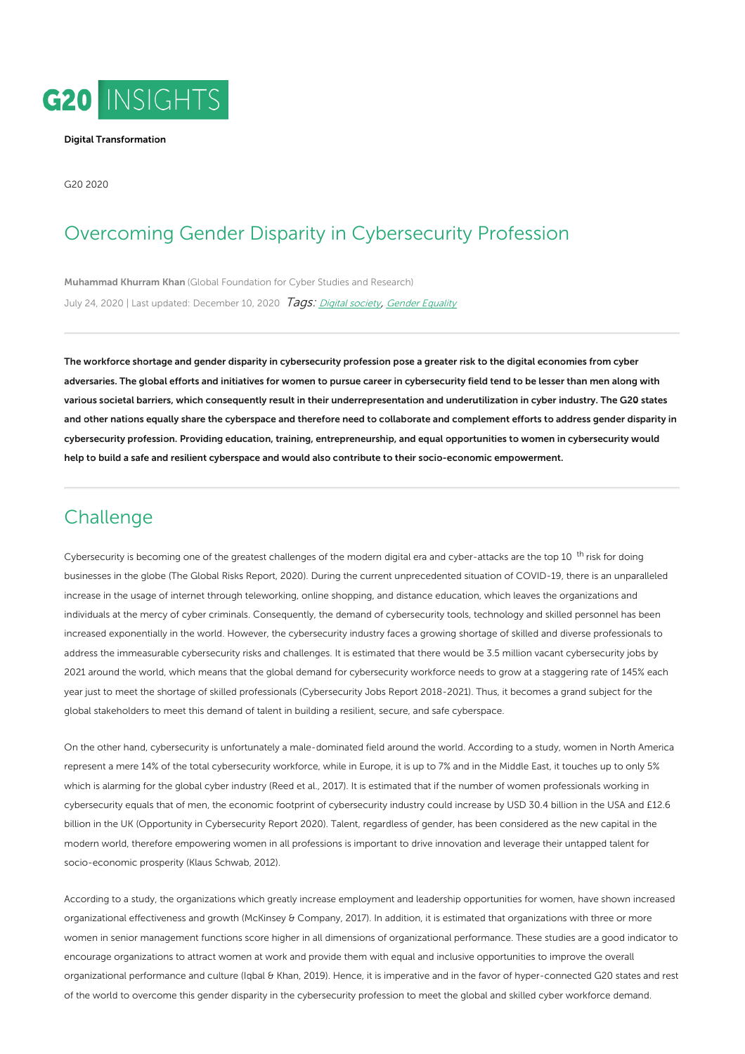G20 INSIGHTS

**Digital Transformation**

G20 2020

# Overcoming Gender Disparity in Cybersecurity Profession

**Muhammad Khurram Khan** (Global Foundation for Cyber Studies and Research)

July 24, 2020 | Last updated: December 10, 2020 *Tags:* *Digital society*, *Gender Equality*

**The workforce shortage and gender disparity in cybersecurity profession pose a greater risk to the digital economies from cyber adversaries. The global efforts and initiatives for women to pursue career in cybersecurity field tend to be lesser than men along with various societal barriers, which consequently result in their underrepresentation and underutilization in cyber industry. The G20 states and other nations equally share the cyberspace and therefore need to collaborate and complement efforts to address gender disparity in cybersecurity profession. Providing education, training, entrepreneurship, and equal opportunities to women in cybersecurity would help to build a safe and resilient cyberspace and would also contribute to their socio-economic empowerment.**

## Challenge

Cybersecurity is becoming one of the greatest challenges of the modern digital era and cyber-attacks are the top 10th risk for doing businesses in the globe (The Global Risks Report, 2020). During the current unprecedented situation of COVID-19, there is an unparalleled increase in the usage of internet through teleworking, online shopping, and distance education, which leaves the organizations and individuals at the mercy of cyber criminals. Consequently, the demand of cybersecurity tools, technology and skilled personnel has been increased exponentially in the world. However, the cybersecurity industry faces a growing shortage of skilled and diverse professionals to address the immeasurable cybersecurity risks and challenges. It is estimated that there would be 3.5 million vacant cybersecurity jobs by 2021 around the world, which means that the global demand for cybersecurity workforce needs to grow at a staggering rate of 145% each year just to meet the shortage of skilled professionals (Cybersecurity Jobs Report 2018-2021). Thus, it becomes a grand subject for the global stakeholders to meet this demand of talent in building a resilient, secure, and safe cyberspace.

On the other hand, cybersecurity is unfortunately a male-dominated field around the world. According to a study, women in North America represent a mere 14% of the total cybersecurity workforce, while in Europe, it is up to 7% and in the Middle East, it touches up to only 5% which is alarming for the global cyber industry (Reed et al., 2017). It is estimated that if the number of women professionals working in cybersecurity equals that of men, the economic footprint of cybersecurity industry could increase by USD 30.4 billion in the USA and £12.6 billion in the UK (Opportunity in Cybersecurity Report 2020). Talent, regardless of gender, has been considered as the new capital in the modern world, therefore empowering women in all professions is important to drive innovation and leverage their untapped talent for socio-economic prosperity (Klaus Schwab, 2012).

According to a study, the organizations which greatly increase employment and leadership opportunities for women, have shown increased organizational effectiveness and growth (McKinsey & Company, 2017). In addition, it is estimated that organizations with three or more women in senior management functions score higher in all dimensions of organizational performance. These studies are a good indicator to encourage organizations to attract women at work and provide them with equal and inclusive opportunities to improve the overall organizational performance and culture (Iqbal & Khan, 2019). Hence, it is imperative and in the favor of hyper-connected G20 states and rest of the world to overcome this gender disparity in the cybersecurity profession to meet the global and skilled cyber workforce demand.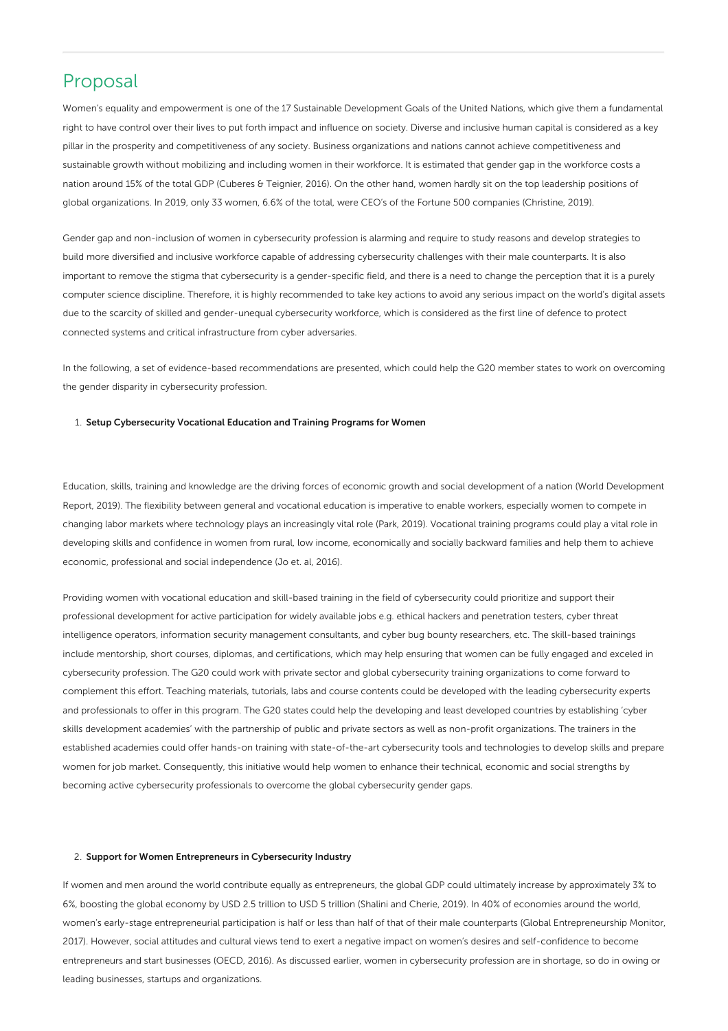## Proposal

Women's equality and empowerment is one of the 17 Sustainable Development Goals of the United Nations, which give them a fundamental right to have control over their lives to put forth impact and influence on society. Diverse and inclusive human capital is considered as a key pillar in the prosperity and competitiveness of any society. Business organizations and nations cannot achieve competitiveness and sustainable growth without mobilizing and including women in their workforce. It is estimated that gender gap in the workforce costs a nation around 15% of the total GDP (Cuberes & Teignier, 2016). On the other hand, women hardly sit on the top leadership positions of global organizations. In 2019, only 33 women, 6.6% of the total, were CEO's of the Fortune 500 companies (Christine, 2019).

Gender gap and non-inclusion of women in cybersecurity profession is alarming and require to study reasons and develop strategies to build more diversified and inclusive workforce capable of addressing cybersecurity challenges with their male counterparts. It is also important to remove the stigma that cybersecurity is a gender-specific field, and there is a need to change the perception that it is a purely computer science discipline. Therefore, it is highly recommended to take key actions to avoid any serious impact on the world's digital assets due to the scarcity of skilled and gender-unequal cybersecurity workforce, which is considered as the first line of defence to protect connected systems and critical infrastructure from cyber adversaries.

In the following, a set of evidence-based recommendations are presented, which could help the G20 member states to work on overcoming the gender disparity in cybersecurity profession.

1. **Setup Cybersecurity Vocational Education and Training Programs for Women**

Education, skills, training and knowledge are the driving forces of economic growth and social development of a nation (World Development Report, 2019). The flexibility between general and vocational education is imperative to enable workers, especially women to compete in changing labor markets where technology plays an increasingly vital role (Park, 2019). Vocational training programs could play a vital role in developing skills and confidence in women from rural, low income, economically and socially backward families and help them to achieve economic, professional and social independence (Jo et. al, 2016).

Providing women with vocational education and skill-based training in the field of cybersecurity could prioritize and support their professional development for active participation for widely available jobs e.g. ethical hackers and penetration testers, cyber threat intelligence operators, information security management consultants, and cyber bug bounty researchers, etc. The skill-based trainings include mentorship, short courses, diplomas, and certifications, which may help ensuring that women can be fully engaged and exceled in cybersecurity profession. The G20 could work with private sector and global cybersecurity training organizations to come forward to complement this effort. Teaching materials, tutorials, labs and course contents could be developed with the leading cybersecurity experts and professionals to offer in this program. The G20 states could help the developing and least developed countries by establishing 'cyber skills development academies' with the partnership of public and private sectors as well as non-profit organizations. The trainers in the established academies could offer hands-on training with state-of-the-art cybersecurity tools and technologies to develop skills and prepare women for job market. Consequently, this initiative would help women to enhance their technical, economic and social strengths by becoming active cybersecurity professionals to overcome the global cybersecurity gender gaps.

2. **Support for Women Entrepreneurs in Cybersecurity Industry**

If women and men around the world contribute equally as entrepreneurs, the global GDP could ultimately increase by approximately 3% to 6%, boosting the global economy by USD 2.5 trillion to USD 5 trillion (Shalini and Cherie, 2019). In 40% of economies around the world, women's early-stage entrepreneurial participation is half or less than half of that of their male counterparts (Global Entrepreneurship Monitor, 2017). However, social attitudes and cultural views tend to exert a negative impact on women's desires and self-confidence to become entrepreneurs and start businesses (OECD, 2016). As discussed earlier, women in cybersecurity profession are in shortage, so do in owing or leading businesses, startups and organizations.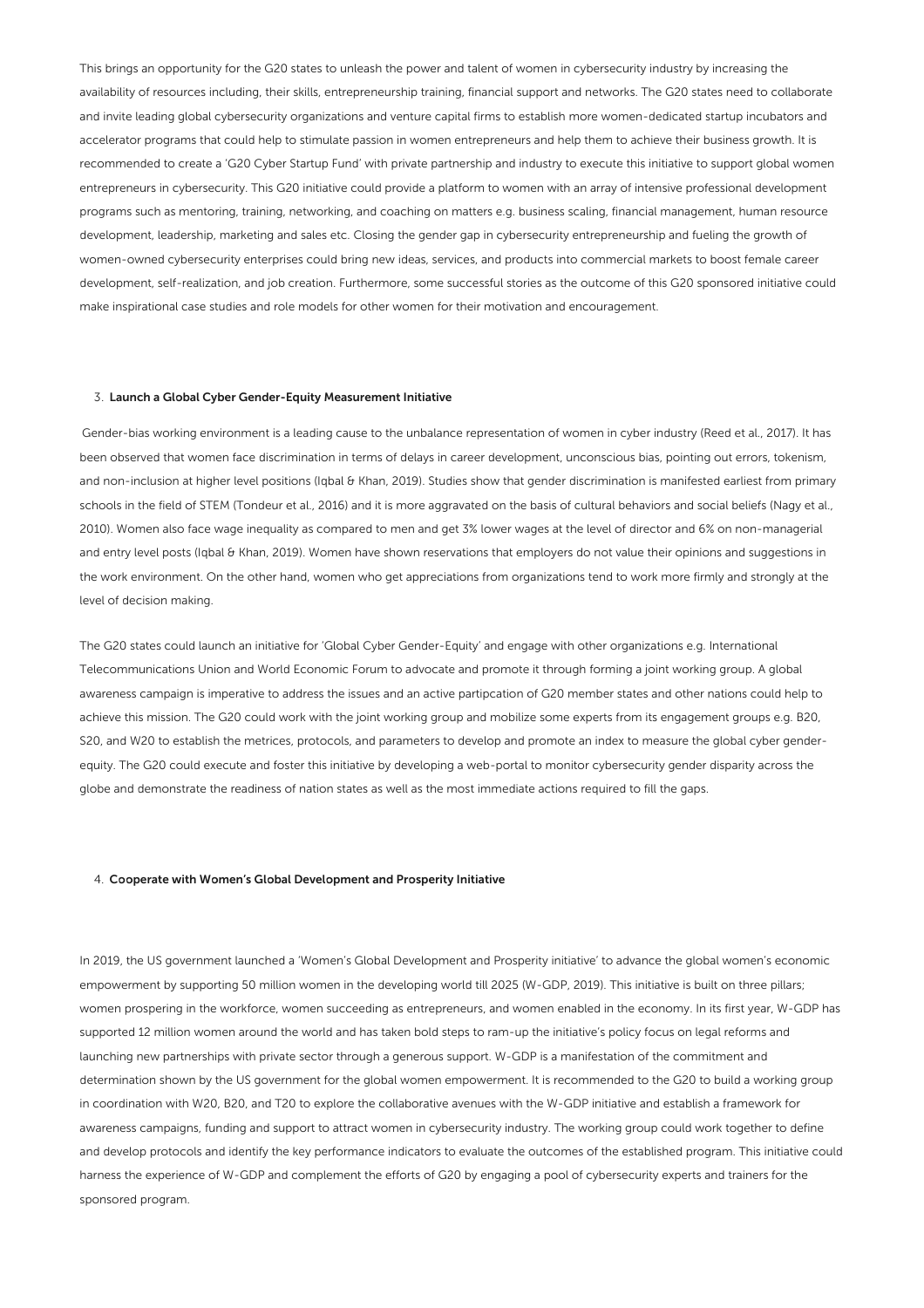This brings an opportunity for the G20 states to unleash the power and talent of women in cybersecurity industry by increasing the availability of resources including, their skills, entrepreneurship training, financial support and networks. The G20 states need to collaborate and invite leading global cybersecurity organizations and venture capital firms to establish more women-dedicated startup incubators and accelerator programs that could help to stimulate passion in women entrepreneurs and help them to achieve their business growth. It is recommended to create a 'G20 Cyber Startup Fund' with private partnership and industry to execute this initiative to support global women entrepreneurs in cybersecurity. This G20 initiative could provide a platform to women with an array of intensive professional development programs such as mentoring, training, networking, and coaching on matters e.g. business scaling, financial management, human resource development, leadership, marketing and sales etc. Closing the gender gap in cybersecurity entrepreneurship and fueling the growth of women-owned cybersecurity enterprises could bring new ideas, services, and products into commercial markets to boost female career development, self-realization, and job creation. Furthermore, some successful stories as the outcome of this G20 sponsored initiative could make inspirational case studies and role models for other women for their motivation and encouragement.

3. **Launch a Global Cyber Gender-Equity Measurement Initiative**

Gender-bias working environment is a leading cause to the unbalance representation of women in cyber industry (Reed et al., 2017). It has been observed that women face discrimination in terms of delays in career development, unconscious bias, pointing out errors, tokenism, and non-inclusion at higher level positions (Iqbal & Khan, 2019). Studies show that gender discrimination is manifested earliest from primary schools in the field of STEM (Tondeur et al., 2016) and it is more aggravated on the basis of cultural behaviors and social beliefs (Nagy et al., 2010). Women also face wage inequality as compared to men and get 3% lower wages at the level of director and 6% on non-managerial and entry level posts (Iqbal & Khan, 2019). Women have shown reservations that employers do not value their opinions and suggestions in the work environment. On the other hand, women who get appreciations from organizations tend to work more firmly and strongly at the level of decision making.

The G20 states could launch an initiative for 'Global Cyber Gender-Equity' and engage with other organizations e.g. International Telecommunications Union and World Economic Forum to advocate and promote it through forming a joint working group. A global awareness campaign is imperative to address the issues and an active partipcation of G20 member states and other nations could help to achieve this mission. The G20 could work with the joint working group and mobilize some experts from its engagement groups e.g. B20, S20, and W20 to establish the metrices, protocols, and parameters to develop and promote an index to measure the global cyber gender-equity. The G20 could execute and foster this initiative by developing a web-portal to monitor cybersecurity gender disparity across the globe and demonstrate the readiness of nation states as well as the most immediate actions required to fill the gaps.

4. **Cooperate with Women's Global Development and Prosperity Initiative**

In 2019, the US government launched a 'Women's Global Development and Prosperity initiative' to advance the global women's economic empowerment by supporting 50 million women in the developing world till 2025 (W-GDP, 2019). This initiative is built on three pillars; women prospering in the workforce, women succeeding as entrepreneurs, and women enabled in the economy. In its first year, W-GDP has supported 12 million women around the world and has taken bold steps to ram-up the initiative's policy focus on legal reforms and launching new partnerships with private sector through a generous support. W-GDP is a manifestation of the commitment and determination shown by the US government for the global women empowerment. It is recommended to the G20 to build a working group in coordination with W20, B20, and T20 to explore the collaborative avenues with the W-GDP initiative and establish a framework for awareness campaigns, funding and support to attract women in cybersecurity industry. The working group could work together to define and develop protocols and identify the key performance indicators to evaluate the outcomes of the established program. This initiative could harness the experience of W-GDP and complement the efforts of G20 by engaging a pool of cybersecurity experts and trainers for the sponsored program.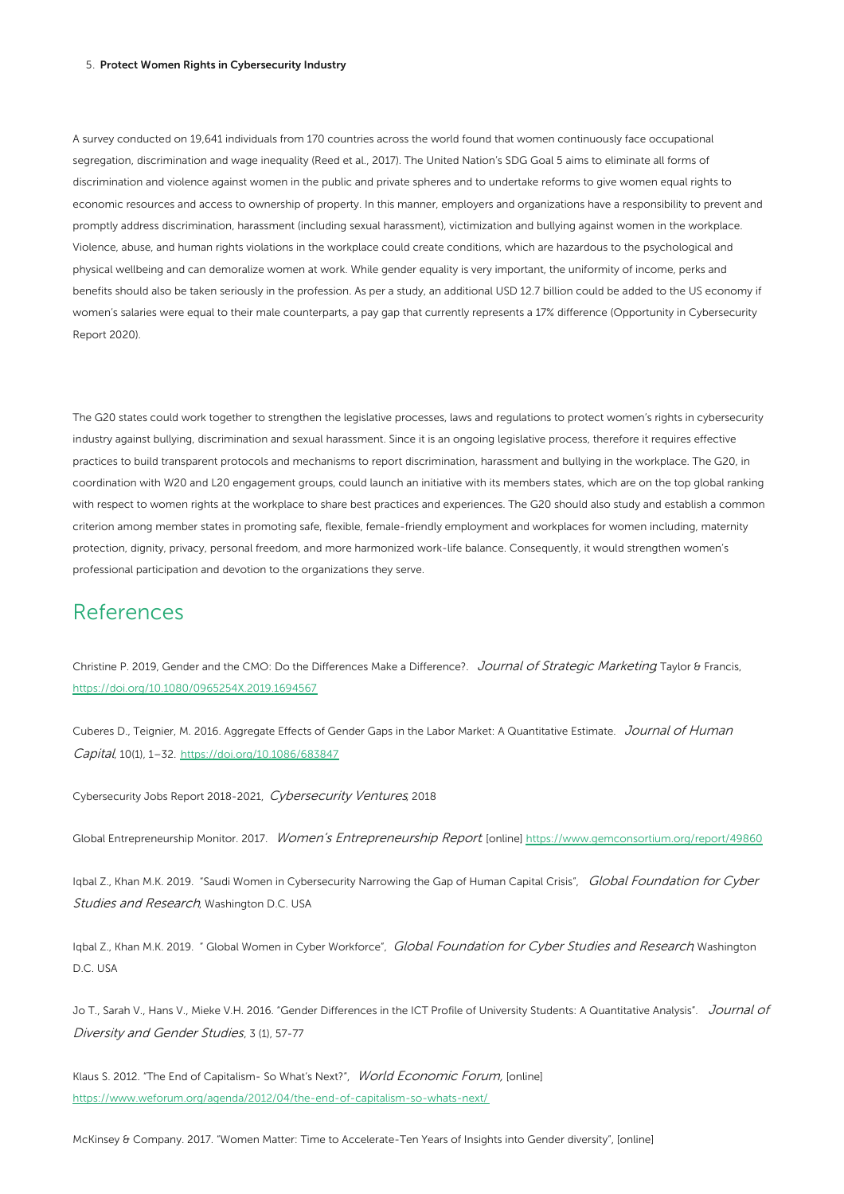5. **Protect Women Rights in Cybersecurity Industry**

A survey conducted on 19,641 individuals from 170 countries across the world found that women continuously face occupational segregation, discrimination and wage inequality (Reed et al., 2017). The United Nation's SDG Goal 5 aims to eliminate all forms of discrimination and violence against women in the public and private spheres and to undertake reforms to give women equal rights to economic resources and access to ownership of property. In this manner, employers and organizations have a responsibility to prevent and promptly address discrimination, harassment (including sexual harassment), victimization and bullying against women in the workplace. Violence, abuse, and human rights violations in the workplace could create conditions, which are hazardous to the psychological and physical wellbeing and can demoralize women at work. While gender equality is very important, the uniformity of income, perks and benefits should also be taken seriously in the profession. As per a study, an additional USD 12.7 billion could be added to the US economy if women's salaries were equal to their male counterparts, a pay gap that currently represents a 17% difference (Opportunity in Cybersecurity Report 2020).

The G20 states could work together to strengthen the legislative processes, laws and regulations to protect women's rights in cybersecurity industry against bullying, discrimination and sexual harassment. Since it is an ongoing legislative process, therefore it requires effective practices to build transparent protocols and mechanisms to report discrimination, harassment and bullying in the workplace. The G20, in coordination with W20 and L20 engagement groups, could launch an initiative with its members states, which are on the top global ranking with respect to women rights at the workplace to share best practices and experiences. The G20 should also study and establish a common criterion among member states in promoting safe, flexible, female-friendly employment and workplaces for women including, maternity protection, dignity, privacy, personal freedom, and more harmonized work-life balance. Consequently, it would strengthen women's professional participation and devotion to the organizations they serve.

## References

Christine P. 2019, Gender and the CMO: Do the Differences Make a Difference?. *Journal of Strategic Marketing*, Taylor & Francis, https://doi.org/10.1080/0965254X.2019.1694567

Cuberes D., Teignier, M. 2016. Aggregate Effects of Gender Gaps in the Labor Market: A Quantitative Estimate. *Journal of Human Capital*, 10(1), 1–32. https://doi.org/10.1086/683847

Cybersecurity Jobs Report 2018-2021, *Cybersecurity Ventures*, 2018

Global Entrepreneurship Monitor. 2017. *Women's Entrepreneurship Report* [online] https://www.gemconsortium.org/report/49860

Iqbal Z., Khan M.K. 2019. "Saudi Women in Cybersecurity Narrowing the Gap of Human Capital Crisis", *Global Foundation for Cyber Studies and Research*, Washington D.C. USA

Iqbal Z., Khan M.K. 2019. " Global Women in Cyber Workforce", *Global Foundation for Cyber Studies and Research*, Washington D.C. USA

Jo T., Sarah V., Hans V., Mieke V.H. 2016. "Gender Differences in the ICT Profile of University Students: A Quantitative Analysis". *Journal of Diversity and Gender Studies*, 3 (1), 57-77

Klaus S. 2012. "The End of Capitalism- So What's Next?", *World Economic Forum,* [online] https://www.weforum.org/agenda/2012/04/the-end-of-capitalism-so-whats-next/

McKinsey & Company. 2017. "Women Matter: Time to Accelerate-Ten Years of Insights into Gender diversity", [online]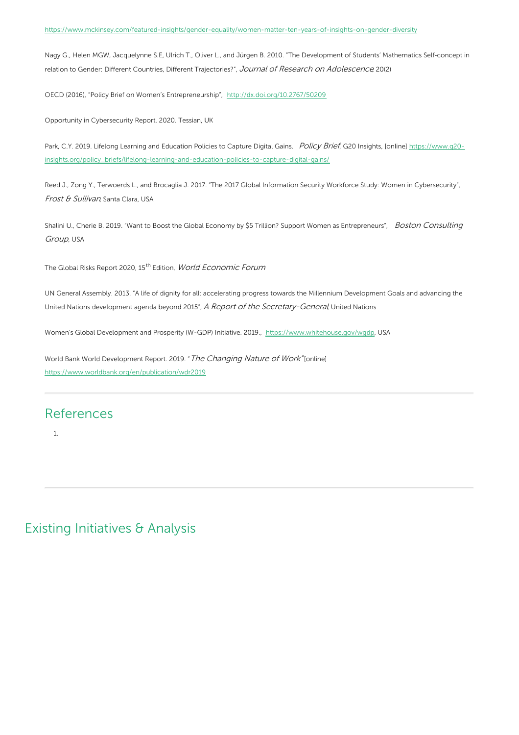https://www.mckinsey.com/featured-insights/gender-equality/women-matter-ten-years-of-insights-on-gender-diversity

Nagy G., Helen MGW, Jacquelynne S.E, Ulrich T., Oliver L., and Jürgen B. 2010. "The Development of Students' Mathematics Self-concept in relation to Gender: Different Countries, Different Trajectories?", *Journal of Research on Adolescence*, 20(2)

OECD (2016), "Policy Brief on Women's Entrepreneurship", http://dx.doi.org/10.2767/50209

Opportunity in Cybersecurity Report. 2020. Tessian, UK

Park, C.Y. 2019. Lifelong Learning and Education Policies to Capture Digital Gains. *Policy Brief*, G20 Insights, [online] https://www.g20-insights.org/policy_briefs/lifelong-learning-and-education-policies-to-capture-digital-gains/

Reed J., Zong Y., Terwoerds L., and Brocaglia J. 2017. "The 2017 Global Information Security Workforce Study: Women in Cybersecurity", *Frost & Sullivan*, Santa Clara, USA

Shalini U., Cherie B. 2019. "Want to Boost the Global Economy by $5 Trillion? Support Women as Entrepreneurs", *Boston Consulting Group*, USA

The Global Risks Report 2020, 15th Edition, *World Economic Forum*

UN General Assembly. 2013. "A life of dignity for all: accelerating progress towards the Millennium Development Goals and advancing the United Nations development agenda beyond 2015", *A Report of the Secretary-General*, United Nations

Women's Global Development and Prosperity (W-GDP) Initiative. 2019., https://www.whitehouse.gov/wgdp, USA

World Bank World Development Report. 2019. "*The Changing Nature of Work*" [online] https://www.worldbank.org/en/publication/wdr2019

## References

1.

# Existing Initiatives & Analysis